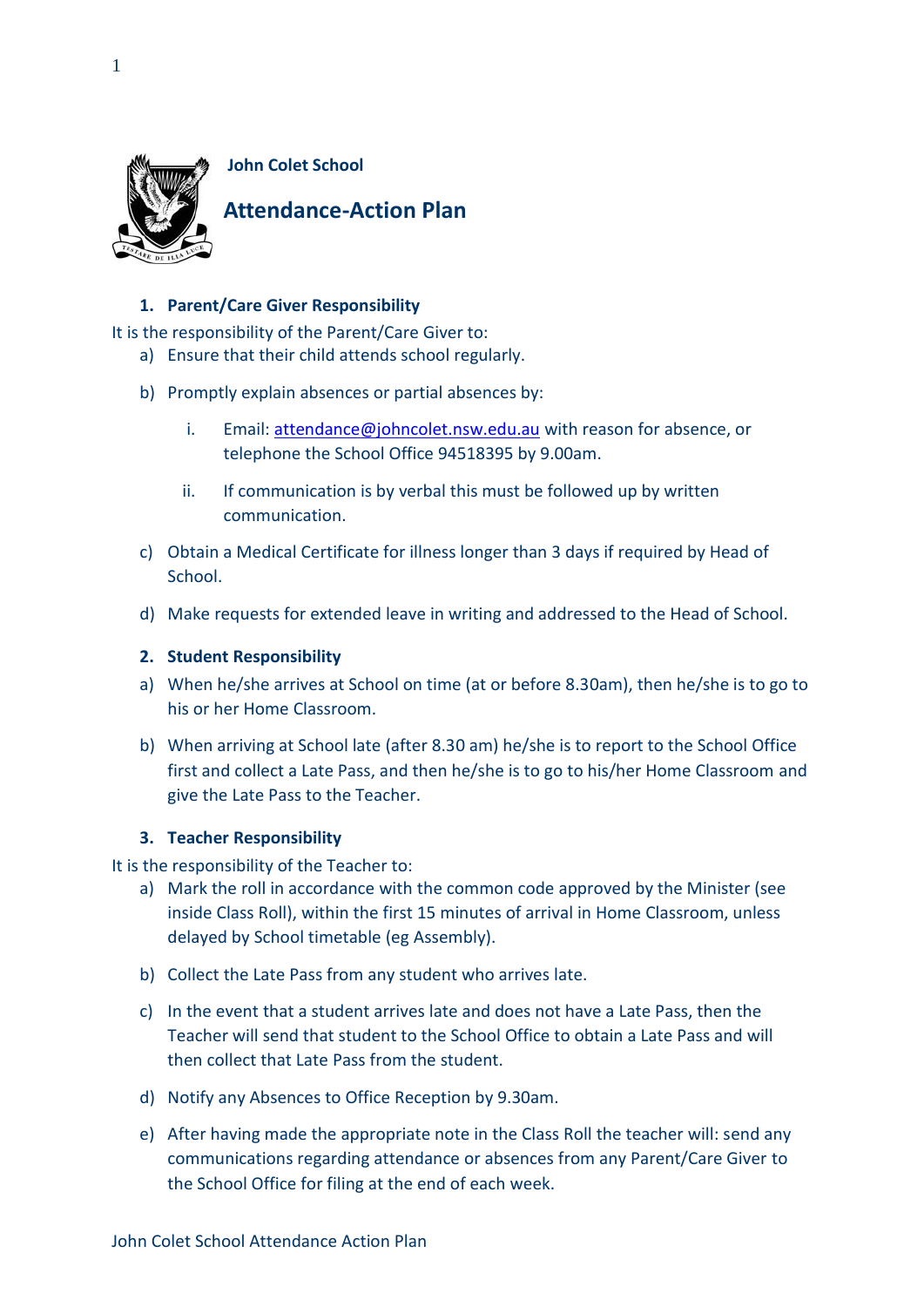**John Colet School**

# Attendance-Action Plan

## 1. Parent/Care Giver Responsibility

It is the responsibility of the Parent/Care Giver to:

a) Ensure that their child attends school regularly.

b) Promptly explain absences or partial absences by:

  i. Email: attendance@johncolet.nsw.edu.au with reason for absence, or telephone the School Office 94518395 by 9.00am.

  ii. If communication is by verbal this must be followed up by written communication.

c) Obtain a Medical Certificate for illness longer than 3 days if required by Head of School.

d) Make requests for extended leave in writing and addressed to the Head of School.

## 2. Student Responsibility

a) When he/she arrives at School on time (at or before 8.30am), then he/she is to go to his or her Home Classroom.

b) When arriving at School late (after 8.30 am) he/she is to report to the School Office first and collect a Late Pass, and then he/she is to go to his/her Home Classroom and give the Late Pass to the Teacher.

## 3. Teacher Responsibility

It is the responsibility of the Teacher to:

a) Mark the roll in accordance with the common code approved by the Minister (see inside Class Roll), within the first 15 minutes of arrival in Home Classroom, unless delayed by School timetable (eg Assembly).

b) Collect the Late Pass from any student who arrives late.

c) In the event that a student arrives late and does not have a Late Pass, then the Teacher will send that student to the School Office to obtain a Late Pass and will then collect that Late Pass from the student.

d) Notify any Absences to Office Reception by 9.30am.

e) After having made the appropriate note in the Class Roll the teacher will: send any communications regarding attendance or absences from any Parent/Care Giver to the School Office for filing at the end of each week.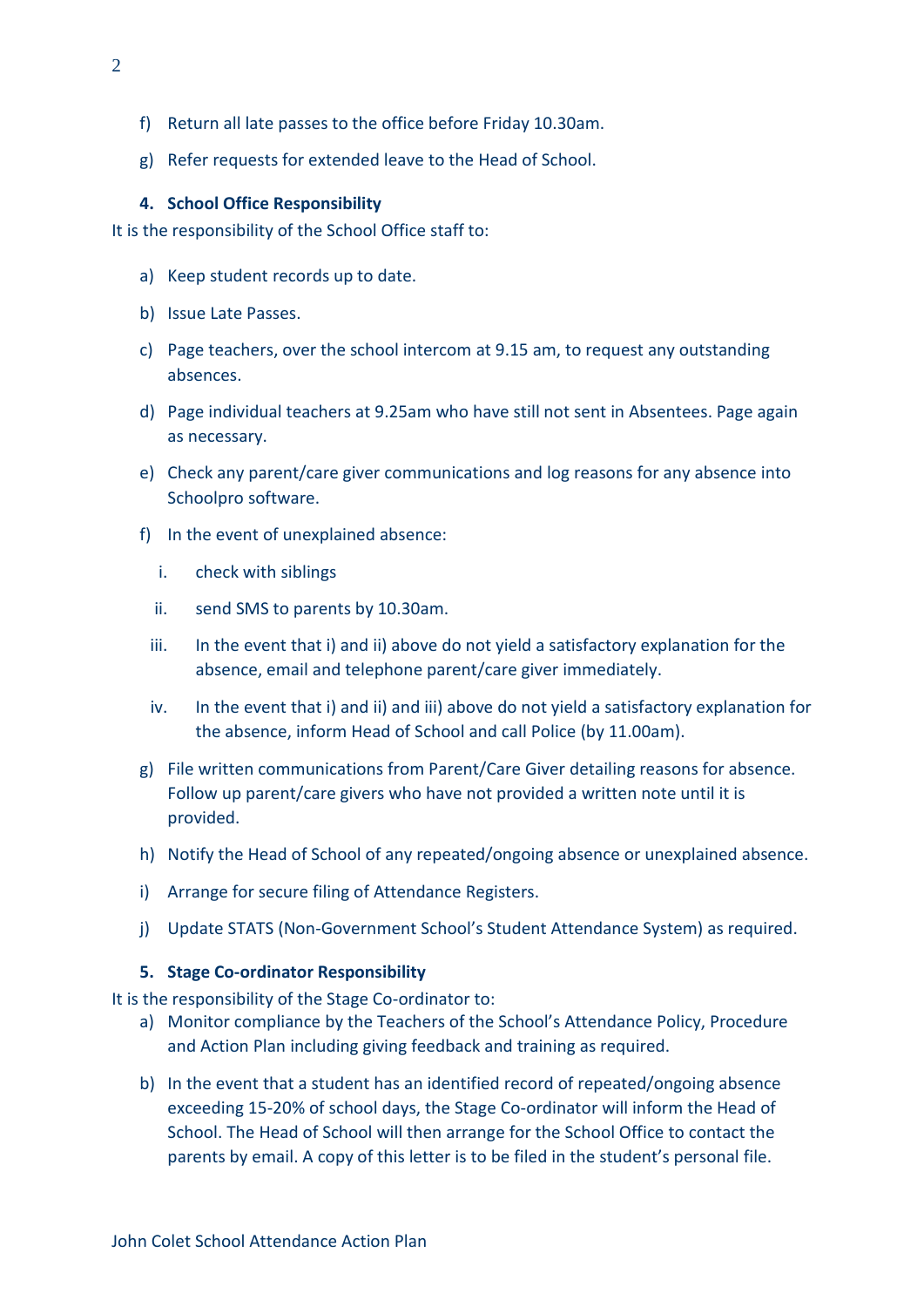f) Return all late passes to the office before Friday 10.30am.

g) Refer requests for extended leave to the Head of School.

### 4. School Office Responsibility

It is the responsibility of the School Office staff to:

a) Keep student records up to date.

b) Issue Late Passes.

c) Page teachers, over the school intercom at 9.15 am, to request any outstanding absences.

d) Page individual teachers at 9.25am who have still not sent in Absentees. Page again as necessary.

e) Check any parent/care giver communications and log reasons for any absence into Schoolpro software.

f) In the event of unexplained absence:

   i. check with siblings

   ii. send SMS to parents by 10.30am.

   iii. In the event that i) and ii) above do not yield a satisfactory explanation for the absence, email and telephone parent/care giver immediately.

   iv. In the event that i) and ii) and iii) above do not yield a satisfactory explanation for the absence, inform Head of School and call Police (by 11.00am).

g) File written communications from Parent/Care Giver detailing reasons for absence. Follow up parent/care givers who have not provided a written note until it is provided.

h) Notify the Head of School of any repeated/ongoing absence or unexplained absence.

i) Arrange for secure filing of Attendance Registers.

j) Update STATS (Non-Government School's Student Attendance System) as required.

### 5. Stage Co-ordinator Responsibility

It is the responsibility of the Stage Co-ordinator to:

a) Monitor compliance by the Teachers of the School's Attendance Policy, Procedure and Action Plan including giving feedback and training as required.

b) In the event that a student has an identified record of repeated/ongoing absence exceeding 15-20% of school days, the Stage Co-ordinator will inform the Head of School. The Head of School will then arrange for the School Office to contact the parents by email. A copy of this letter is to be filed in the student's personal file.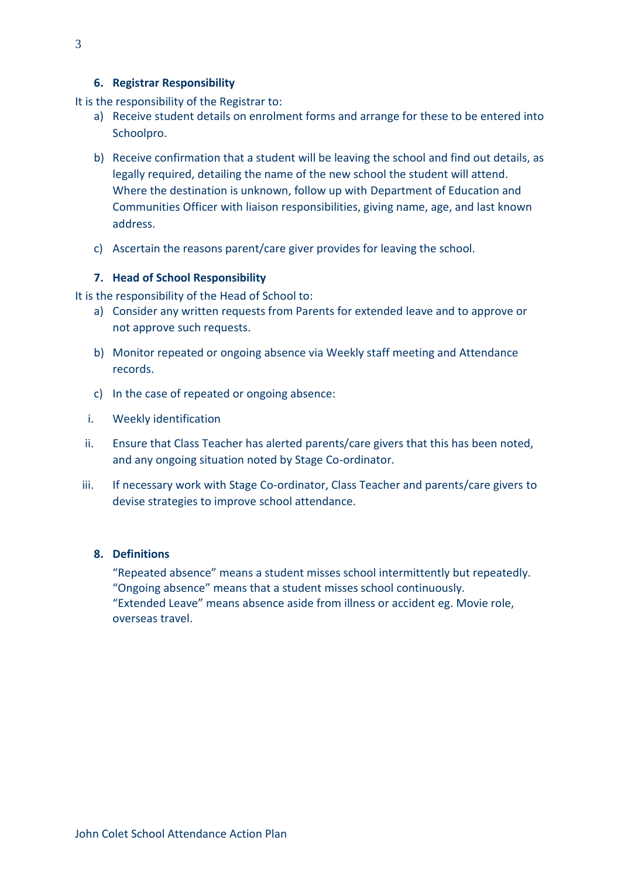### 6. Registrar Responsibility

It is the responsibility of the Registrar to:

a) Receive student details on enrolment forms and arrange for these to be entered into Schoolpro.

b) Receive confirmation that a student will be leaving the school and find out details, as legally required, detailing the name of the new school the student will attend. Where the destination is unknown, follow up with Department of Education and Communities Officer with liaison responsibilities, giving name, age, and last known address.

c) Ascertain the reasons parent/care giver provides for leaving the school.

### 7. Head of School Responsibility

It is the responsibility of the Head of School to:

a) Consider any written requests from Parents for extended leave and to approve or not approve such requests.

b) Monitor repeated or ongoing absence via Weekly staff meeting and Attendance records.

c) In the case of repeated or ongoing absence:

   i. Weekly identification

   ii. Ensure that Class Teacher has alerted parents/care givers that this has been noted, and any ongoing situation noted by Stage Co-ordinator.

   iii. If necessary work with Stage Co-ordinator, Class Teacher and parents/care givers to devise strategies to improve school attendance.

### 8. Definitions

"Repeated absence" means a student misses school intermittently but repeatedly.
"Ongoing absence" means that a student misses school continuously.
"Extended Leave" means absence aside from illness or accident eg. Movie role, overseas travel.